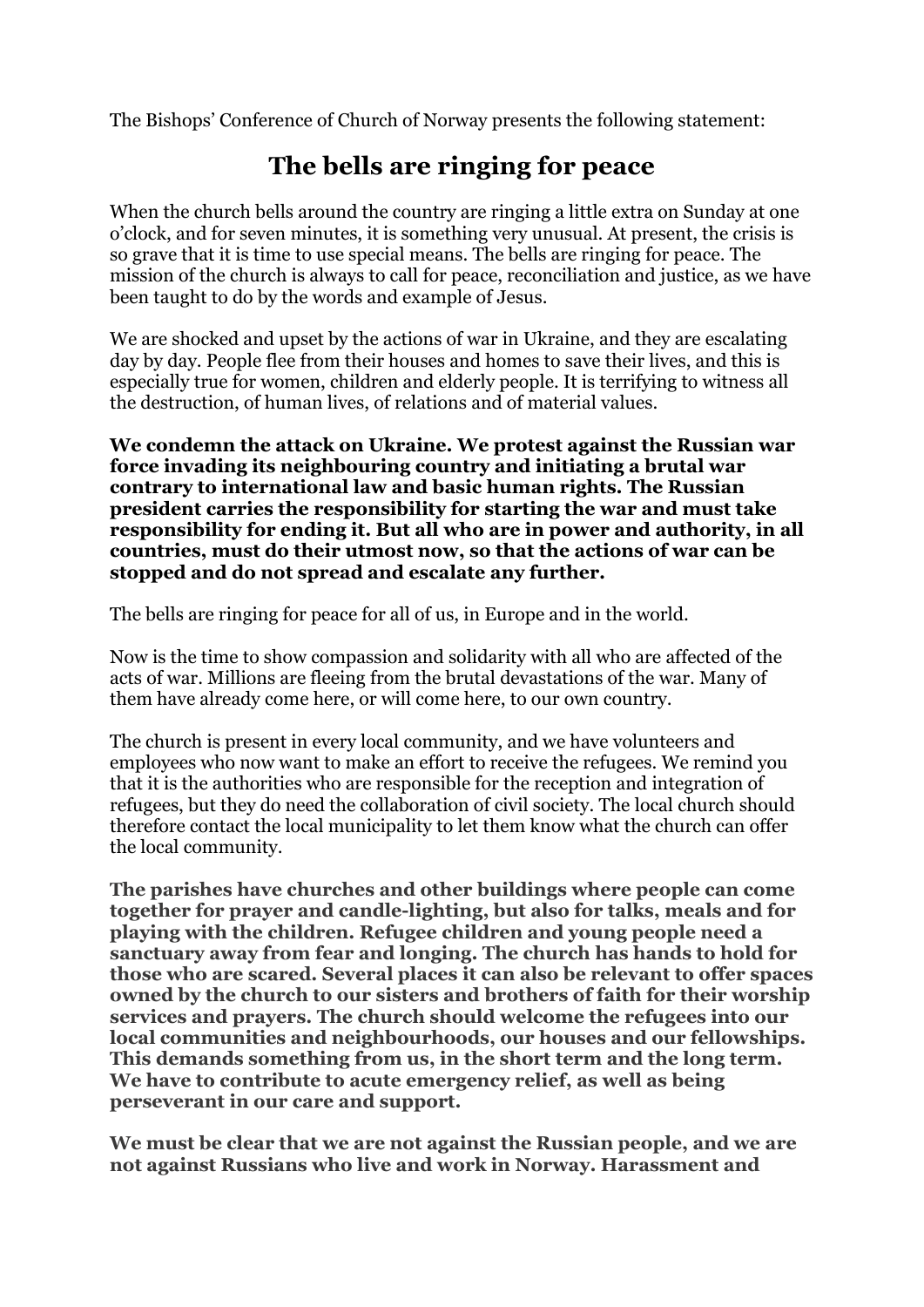The Bishops' Conference of Church of Norway presents the following statement:

# The bells are ringing for peace

When the church bells around the country are ringing a little extra on Sunday at one o'clock, and for seven minutes, it is something very unusual. At present, the crisis is so grave that it is time to use special means. The bells are ringing for peace. The mission of the church is always to call for peace, reconciliation and justice, as we have been taught to do by the words and example of Jesus.

We are shocked and upset by the actions of war in Ukraine, and they are escalating day by day. People flee from their houses and homes to save their lives, and this is especially true for women, children and elderly people. It is terrifying to witness all the destruction, of human lives, of relations and of material values.

**We condemn the attack on Ukraine. We protest against the Russian war force invading its neighbouring country and initiating a brutal war contrary to international law and basic human rights. The Russian president carries the responsibility for starting the war and must take responsibility for ending it. But all who are in power and authority, in all countries, must do their utmost now, so that the actions of war can be stopped and do not spread and escalate any further.**

The bells are ringing for peace for all of us, in Europe and in the world.

Now is the time to show compassion and solidarity with all who are affected of the acts of war. Millions are fleeing from the brutal devastations of the war. Many of them have already come here, or will come here, to our own country.

The church is present in every local community, and we have volunteers and employees who now want to make an effort to receive the refugees. We remind you that it is the authorities who are responsible for the reception and integration of refugees, but they do need the collaboration of civil society. The local church should therefore contact the local municipality to let them know what the church can offer the local community.

**The parishes have churches and other buildings where people can come together for prayer and candle-lighting, but also for talks, meals and for playing with the children. Refugee children and young people need a sanctuary away from fear and longing. The church has hands to hold for those who are scared. Several places it can also be relevant to offer spaces owned by the church to our sisters and brothers of faith for their worship services and prayers. The church should welcome the refugees into our local communities and neighbourhoods, our houses and our fellowships. This demands something from us, in the short term and the long term. We have to contribute to acute emergency relief, as well as being perseverant in our care and support.**

**We must be clear that we are not against the Russian people, and we are not against Russians who live and work in Norway. Harassment and**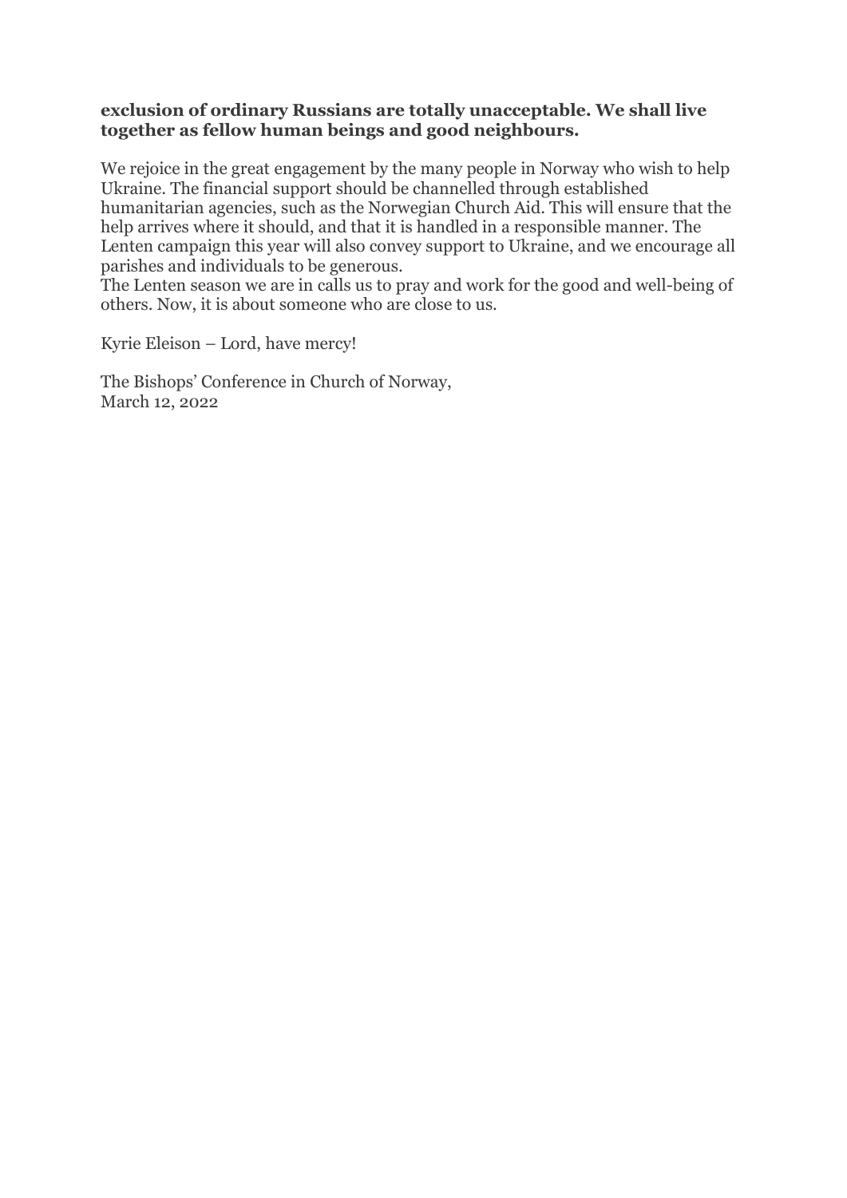**exclusion of ordinary Russians are totally unacceptable. We shall live together as fellow human beings and good neighbours.**

We rejoice in the great engagement by the many people in Norway who wish to help Ukraine. The financial support should be channelled through established humanitarian agencies, such as the Norwegian Church Aid. This will ensure that the help arrives where it should, and that it is handled in a responsible manner. The Lenten campaign this year will also convey support to Ukraine, and we encourage all parishes and individuals to be generous.
The Lenten season we are in calls us to pray and work for the good and well-being of others. Now, it is about someone who are close to us.

Kyrie Eleison – Lord, have mercy!

The Bishops' Conference in Church of Norway,
March 12, 2022